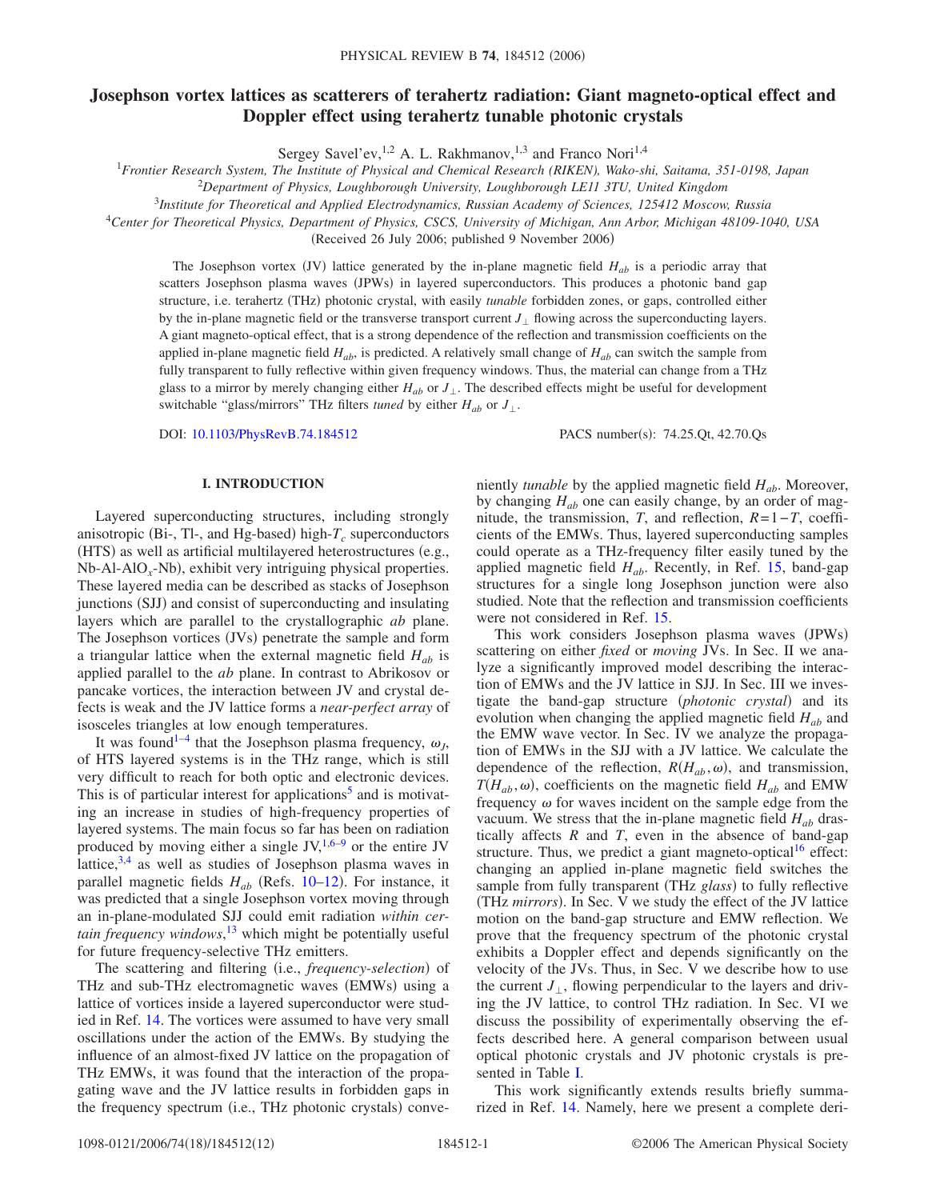# Josephson vortex lattices as scatterers of terahertz radiation: Giant magneto-optical effect and Doppler effect using terahertz tunable photonic crystals

Sergey Savel'ev,[1,2] A. L. Rakhmanov,[1,3] and Franco Nori[1,4]

[1]Frontier Research System, The Institute of Physical and Chemical Research (RIKEN), Wako-shi, Saitama, 351-0198, Japan
[2]Department of Physics, Loughborough University, Loughborough LE11 3TU, United Kingdom
[3]Institute for Theoretical and Applied Electrodynamics, Russian Academy of Sciences, 125412 Moscow, Russia
[4]Center for Theoretical Physics, Department of Physics, CSCS, University of Michigan, Ann Arbor, Michigan 48109-1040, USA

(Received 26 July 2006; published 9 November 2006)

The Josephson vortex (JV) lattice generated by the in-plane magnetic field $H_{ab}$ is a periodic array that scatters Josephson plasma waves (JPWs) in layered superconductors. This produces a photonic band gap structure, i.e. terahertz (THz) photonic crystal, with easily *tunable* forbidden zones, or gaps, controlled either by the in-plane magnetic field or the transverse transport current $J_\perp$ flowing across the superconducting layers. A giant magneto-optical effect, that is a strong dependence of the reflection and transmission coefficients on the applied in-plane magnetic field $H_{ab}$, is predicted. A relatively small change of $H_{ab}$ can switch the sample from fully transparent to fully reflective within given frequency windows. Thus, the material can change from a THz glass to a mirror by merely changing either $H_{ab}$ or $J_\perp$. The described effects might be useful for development switchable "glass/mirrors" THz filters *tuned* by either $H_{ab}$ or $J_\perp$.

DOI: 10.1103/PhysRevB.74.184512

PACS number(s): 74.25.Qt, 42.70.Qs

## I. INTRODUCTION

Layered superconducting structures, including strongly anisotropic (Bi-, Tl-, and Hg-based) high-$T_c$ superconductors (HTS) as well as artificial multilayered heterostructures (e.g., Nb-Al-AlO$_x$-Nb), exhibit very intriguing physical properties. These layered media can be described as stacks of Josephson junctions (SJJ) and consist of superconducting and insulating layers which are parallel to the crystallographic *ab* plane. The Josephson vortices (JVs) penetrate the sample and form a triangular lattice when the external magnetic field $H_{ab}$ is applied parallel to the *ab* plane. In contrast to Abrikosov or pancake vortices, the interaction between JV and crystal defects is weak and the JV lattice forms a *near-perfect array* of isosceles triangles at low enough temperatures.

It was found[1–4] that the Josephson plasma frequency, $\omega_J$, of HTS layered systems is in the THz range, which is still very difficult to reach for both optic and electronic devices. This is of particular interest for applications[5] and is motivating an increase in studies of high-frequency properties of layered systems. The main focus so far has been on radiation produced by moving either a single JV,[1,6–9] or the entire JV lattice,[3,4] as well as studies of Josephson plasma waves in parallel magnetic fields $H_{ab}$ (Refs. 10–12). For instance, it was predicted that a single Josephson vortex moving through an in-plane-modulated SJJ could emit radiation *within certain frequency windows*,[13] which might be potentially useful for future frequency-selective THz emitters.

The scattering and filtering (i.e., *frequency-selection*) of THz and sub-THz electromagnetic waves (EMWs) using a lattice of vortices inside a layered superconductor were studied in Ref. 14. The vortices were assumed to have very small oscillations under the action of the EMWs. By studying the influence of an almost-fixed JV lattice on the propagation of THz EMWs, it was found that the interaction of the propagating wave and the JV lattice results in forbidden gaps in the frequency spectrum (i.e., THz photonic crystals) conveniently *tunable* by the applied magnetic field $H_{ab}$. Moreover, by changing $H_{ab}$ one can easily change, by an order of magnitude, the transmission, $T$, and reflection, $R=1-T$, coefficients of the EMWs. Thus, layered superconducting samples could operate as a THz-frequency filter easily tuned by the applied magnetic field $H_{ab}$. Recently, in Ref. 15, band-gap structures for a single long Josephson junction were also studied. Note that the reflection and transmission coefficients were not considered in Ref. 15.

This work considers Josephson plasma waves (JPWs) scattering on either *fixed* or *moving* JVs. In Sec. II we analyze a significantly improved model describing the interaction of EMWs and the JV lattice in SJJ. In Sec. III we investigate the band-gap structure (*photonic crystal*) and its evolution when changing the applied magnetic field $H_{ab}$ and the EMW wave vector. In Sec. IV we analyze the propagation of EMWs in the SJJ with a JV lattice. We calculate the dependence of the reflection, $R(H_{ab},\omega)$, and transmission, $T(H_{ab},\omega)$, coefficients on the magnetic field $H_{ab}$ and EMW frequency $\omega$ for waves incident on the sample edge from the vacuum. We stress that the in-plane magnetic field $H_{ab}$ drastically affects $R$ and $T$, even in the absence of band-gap structure. Thus, we predict a giant magneto-optical[16] effect: changing an applied in-plane magnetic field switches the sample from fully transparent (THz *glass*) to fully reflective (THz *mirrors*). In Sec. V we study the effect of the JV lattice motion on the band-gap structure and EMW reflection. We prove that the frequency spectrum of the photonic crystal exhibits a Doppler effect and depends significantly on the velocity of the JVs. Thus, in Sec. V we describe how to use the current $J_\perp$, flowing perpendicular to the layers and driving the JV lattice, to control THz radiation. In Sec. VI we discuss the possibility of experimentally observing the effects described here. A general comparison between usual optical photonic crystals and JV photonic crystals is presented in Table I.

This work significantly extends results briefly summarized in Ref. 14. Namely, here we present a complete deri-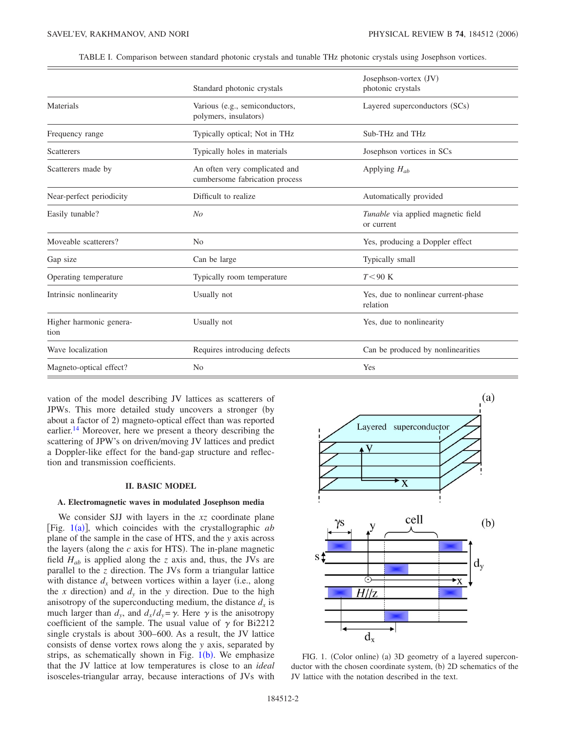TABLE I. Comparison between standard photonic crystals and tunable THz photonic crystals using Josephson vortices.

| | Standard photonic crystals | Josephson-vortex (JV) photonic crystals |
| --- | --- | --- |
| Materials | Various (e.g., semiconductors, polymers, insulators) | Layered superconductors (SCs) |
| Frequency range | Typically optical; Not in THz | Sub-THz and THz |
| Scatterers | Typically holes in materials | Josephson vortices in SCs |
| Scatterers made by | An often very complicated and cumbersome fabrication process | Applying $H_{ab}$ |
| Near-perfect periodicity | Difficult to realize | Automatically provided |
| Easily tunable? | *No* | *Tunable* via applied magnetic field or current |
| Moveable scatterers? | No | Yes, producing a Doppler effect |
| Gap size | Can be large | Typically small |
| Operating temperature | Typically room temperature | $T < 90$ K |
| Intrinsic nonlinearity | Usually not | Yes, due to nonlinear current-phase relation |
| Higher harmonic generation | Usually not | Yes, due to nonlinearity |
| Wave localization | Requires introducing defects | Can be produced by nonlinearities |
| Magneto-optical effect? | No | Yes |

vation of the model describing JV lattices as scatterers of JPWs. This more detailed study uncovers a stronger (by about a factor of 2) magneto-optical effect than was reported earlier.[14] Moreover, here we present a theory describing the scattering of JPW's on driven/moving JV lattices and predict a Doppler-like effect for the band-gap structure and reflection and transmission coefficients.

## II. BASIC MODEL

### A. Electromagnetic waves in modulated Josephson media

We consider SJJ with layers in the $xz$ coordinate plane [Fig. 1(a)], which coincides with the crystallographic $ab$ plane of the sample in the case of HTS, and the $y$ axis across the layers (along the $c$ axis for HTS). The in-plane magnetic field $H_{ab}$ is applied along the $z$ axis and, thus, the JVs are parallel to the $z$ direction. The JVs form a triangular lattice with distance $d_x$ between vortices within a layer (i.e., along the $x$ direction) and $d_y$ in the $y$ direction. Due to the high anisotropy of the superconducting medium, the distance $d_x$ is much larger than $d_y$, and $d_x/d_y = \gamma$. Here $\gamma$ is the anisotropy coefficient of the sample. The usual value of $\gamma$ for Bi2212 single crystals is about 300–600. As a result, the JV lattice consists of dense vortex rows along the $y$ axis, separated by strips, as schematically shown in Fig. 1(b). We emphasize that the JV lattice at low temperatures is close to an *ideal* isosceles-triangular array, because interactions of JVs with

FIG. 1. (Color online) (a) 3D geometry of a layered superconductor with the chosen coordinate system, (b) 2D schematics of the JV lattice with the notation described in the text.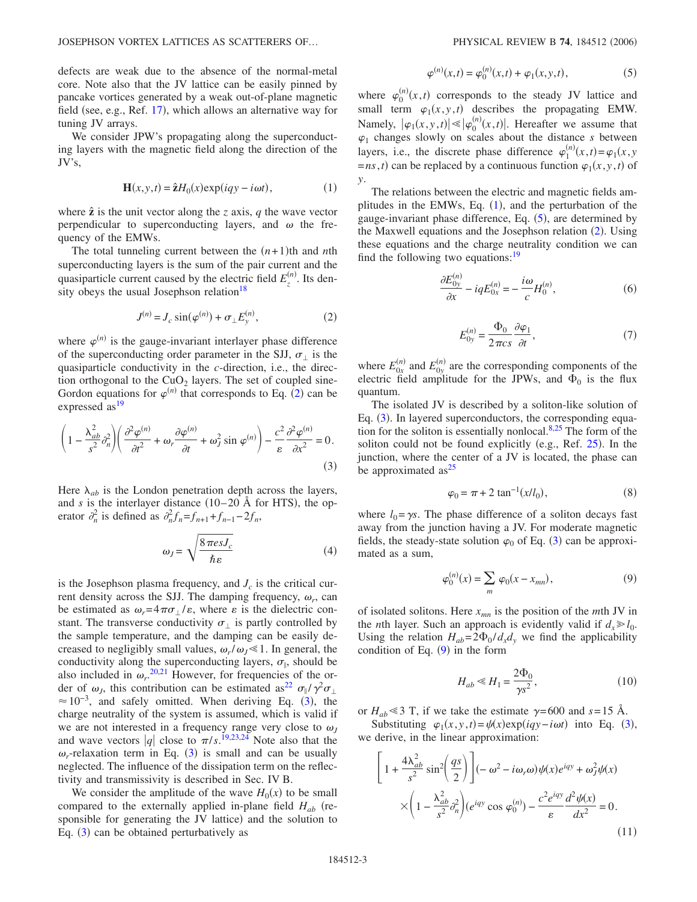defects are weak due to the absence of the normal-metal core. Note also that the JV lattice can be easily pinned by pancake vortices generated by a weak out-of-plane magnetic field (see, e.g., Ref. 17), which allows an alternative way for tuning JV arrays.

We consider JPW's propagating along the superconducting layers with the magnetic field along the direction of the JV's,

$$\mathbf{H}(x,y,t) = \hat{\mathbf{z}} H_0(x) \exp(iqy - i\omega t), \tag{1}$$

where $\hat{\mathbf{z}}$ is the unit vector along the $z$ axis, $q$ the wave vector perpendicular to superconducting layers, and $\omega$ the frequency of the EMWs.

The total tunneling current between the $(n+1)$th and $n$th superconducting layers is the sum of the pair current and the quasiparticle current caused by the electric field $E_z^{(n)}$. Its density obeys the usual Josephson relation[18]

$$J^{(n)} = J_c \sin(\varphi^{(n)}) + \sigma_\perp E_y^{(n)}, \tag{2}$$

where $\varphi^{(n)}$ is the gauge-invariant interlayer phase difference of the superconducting order parameter in the SJJ, $\sigma_\perp$ is the quasiparticle conductivity in the $c$-direction, i.e., the direction orthogonal to the $CuO_2$ layers. The set of coupled sine-Gordon equations for $\varphi^{(n)}$ that corresponds to Eq. (2) can be expressed as[19]

$$\left(1 - \frac{\lambda_{ab}^2}{s^2}\partial_n^2\right)\left(\frac{\partial^2 \varphi^{(n)}}{\partial t^2} + \omega_r \frac{\partial \varphi^{(n)}}{\partial t} + \omega_J^2 \sin \varphi^{(n)}\right) - \frac{c^2}{\varepsilon}\frac{\partial^2 \varphi^{(n)}}{\partial x^2} = 0. \tag{3}$$

Here $\lambda_{ab}$ is the London penetration depth across the layers, and $s$ is the interlayer distance (10–20 Å for HTS), the operator $\partial_n^2$ is defined as $\partial_n^2 f_n = f_{n+1} + f_{n-1} - 2f_n$,

$$\omega_J = \sqrt{\frac{8\pi e s J_c}{\hbar \varepsilon}} \tag{4}$$

is the Josephson plasma frequency, and $J_c$ is the critical current density across the SJJ. The damping frequency, $\omega_r$, can be estimated as $\omega_r = 4\pi\sigma_\perp/\varepsilon$, where $\varepsilon$ is the dielectric constant. The transverse conductivity $\sigma_\perp$ is partly controlled by the sample temperature, and the damping can be easily decreased to negligibly small values, $\omega_r/\omega_J \ll 1$. In general, the conductivity along the superconducting layers, $\sigma_\parallel$, should be also included in $\omega_r$.[20,21] However, for frequencies of the order of $\omega_J$, this contribution can be estimated as[22] $\sigma_\parallel/\gamma^2\sigma_\perp \approx 10^{-3}$, and safely omitted. When deriving Eq. (3), the charge neutrality of the system is assumed, which is valid if we are not interested in a frequency range very close to $\omega_J$ and wave vectors $|q|$ close to $\pi/s$.[19,23,24] Note also that the $\omega_r$-relaxation term in Eq. (3) is small and can be usually neglected. The influence of the dissipation term on the reflectivity and transmissivity is described in Sec. IV B.

We consider the amplitude of the wave $H_0(x)$ to be small compared to the externally applied in-plane field $H_{ab}$ (responsible for generating the JV lattice) and the solution to Eq. (3) can be obtained perturbatively as

$$\varphi^{(n)}(x,t) = \varphi_0^{(n)}(x,t) + \varphi_1(x,y,t), \tag{5}$$

where $\varphi_0^{(n)}(x,t)$ corresponds to the steady JV lattice and small term $\varphi_1(x,y,t)$ describes the propagating EMW. Namely, $|\varphi_1(x,y,t)| \ll |\varphi_0^{(n)}(x,t)|$. Hereafter we assume that $\varphi_1$ changes slowly on scales about the distance $s$ between layers, i.e., the discrete phase difference $\varphi_1^{(n)}(x,t) = \varphi_1(x,y = ns,t)$ can be replaced by a continuous function $\varphi_1(x,y,t)$ of $y$.

The relations between the electric and magnetic fields amplitudes in the EMWs, Eq. (1), and the perturbation of the gauge-invariant phase difference, Eq. (5), are determined by the Maxwell equations and the Josephson relation (2). Using these equations and the charge neutrality condition we can find the following two equations:[19]

$$\frac{\partial E_{0y}^{(n)}}{\partial x} - iqE_{0x}^{(n)} = -\frac{i\omega}{c}H_0^{(n)}, \tag{6}$$

$$E_{0y}^{(n)} = \frac{\Phi_0}{2\pi c s}\frac{\partial \varphi_1}{\partial t}, \tag{7}$$

where $E_{0x}^{(n)}$ and $E_{0y}^{(n)}$ are the corresponding components of the electric field amplitude for the JPWs, and $\Phi_0$ is the flux quantum.

The isolated JV is described by a soliton-like solution of Eq. (3). In layered superconductors, the corresponding equation for the soliton is essentially nonlocal.[8,25] The form of the soliton could not be found explicitly (e.g., Ref. 25). In the junction, where the center of a JV is located, the phase can be approximated as[25]

$$\varphi_0 = \pi + 2\tan^{-1}(x/l_0), \tag{8}$$

where $l_0 = \gamma s$. The phase difference of a soliton decays fast away from the junction having a JV. For moderate magnetic fields, the steady-state solution $\varphi_0$ of Eq. (3) can be approximated as a sum,

$$\varphi_0^{(n)}(x) = \sum_m \varphi_0(x - x_{mn}), \tag{9}$$

of isolated solitons. Here $x_{mn}$ is the position of the $m$th JV in the $n$th layer. Such an approach is evidently valid if $d_x \gg l_0$. Using the relation $H_{ab} = 2\Phi_0/d_x d_y$ we find the applicability condition of Eq. (9) in the form

$$H_{ab} \ll H_1 = \frac{2\Phi_0}{\gamma s^2}, \tag{10}$$

or $H_{ab} \ll 3$ T, if we take the estimate $\gamma = 600$ and $s = 15$ Å.

Substituting $\varphi_1(x,y,t) = \psi(x)\exp(iqy - i\omega t)$ into Eq. (3), we derive, in the linear approximation:

$$\left[1 + \frac{4\lambda_{ab}^2}{s^2}\sin^2\left(\frac{qs}{2}\right)\right](-\omega^2 - i\omega_r\omega)\psi(x)e^{iqy} + \omega_J^2\psi(x) \times \left(1 - \frac{\lambda_{ab}^2}{s^2}\partial_n^2\right)(e^{iqy}\cos\varphi_0^{(n)}) - \frac{c^2 e^{iqy}}{\varepsilon}\frac{d^2\psi(x)}{dx^2} = 0. \tag{11}$$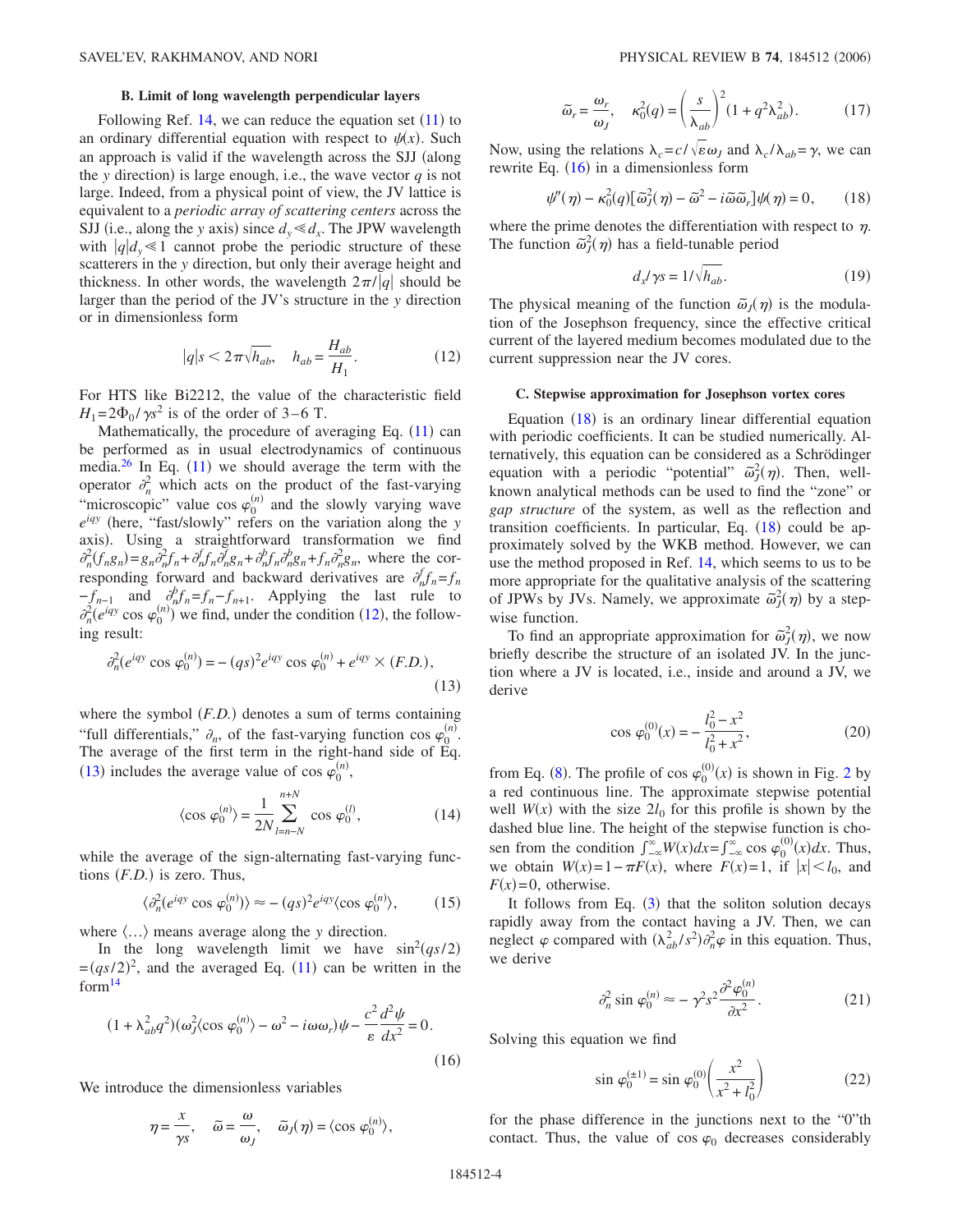### B. Limit of long wavelength perpendicular layers

Following Ref. 14, we can reduce the equation set (11) to an ordinary differential equation with respect to $\psi(x)$. Such an approach is valid if the wavelength across the SJJ (along the $y$ direction) is large enough, i.e., the wave vector $q$ is not large. Indeed, from a physical point of view, the JV lattice is equivalent to a *periodic array of scattering centers* across the SJJ (i.e., along the $y$ axis) since $d_y \ll d_x$. The JPW wavelength with $|q| d_y \ll 1$ cannot probe the periodic structure of these scatterers in the $y$ direction, but only their average height and thickness. In other words, the wavelength $2\pi/|q|$ should be larger than the period of the JV's structure in the $y$ direction or in dimensionless form

$$|q|s < 2\pi\sqrt{h_{ab}}, \quad h_{ab} = \frac{H_{ab}}{H_1}. \tag{12}$$

For HTS like Bi2212, the value of the characteristic field $H_1 = 2\Phi_0/\gamma s^2$ is of the order of 3–6 T.

Mathematically, the procedure of averaging Eq. (11) can be performed as in usual electrodynamics of continuous media.[26] In Eq. (11) we should average the term with the operator $\partial_n^2$ which acts on the product of the fast-varying "microscopic" value $\cos\varphi_0^{(n)}$ and the slowly varying wave $e^{iqy}$ (here, "fast/slowly" refers on the variation along the $y$ axis). Using a straightforward transformation we find $\partial_n^2(f_n g_n) = g_n \partial_n^2 f_n + \partial_n^f f_n \partial_n^f g_n + \partial_n^b f_n \partial_n^b g_n + f_n \partial_n^2 g_n$, where the corresponding forward and backward derivatives are $\partial_n^f f_n = f_n - f_{n-1}$ and $\partial_n^b f_n = f_n - f_{n+1}$. Applying the last rule to $\partial_n^2(e^{iqy}\cos\varphi_0^{(n)})$ we find, under the condition (12), the following result:

$$\partial_n^2(e^{iqy}\cos\varphi_0^{(n)}) = -(qs)^2 e^{iqy}\cos\varphi_0^{(n)} + e^{iqy} \times (F.D.), \tag{13}$$

where the symbol $(F.D.)$ denotes a sum of terms containing "full differentials," $\partial_n$, of the fast-varying function $\cos\varphi_0^{(n)}$. The average of the first term in the right-hand side of Eq. (13) includes the average value of $\cos\varphi_0^{(n)}$,

$$\langle \cos\varphi_0^{(n)} \rangle = \frac{1}{2N}\sum_{l=n-N}^{n+N} \cos\varphi_0^{(l)}, \tag{14}$$

while the average of the sign-alternating fast-varying functions $(F.D.)$ is zero. Thus,

$$\langle \partial_n^2(e^{iqy}\cos\varphi_0^{(n)}) \rangle \approx -(qs)^2 e^{iqy} \langle \cos\varphi_0^{(n)} \rangle, \tag{15}$$

where $\langle \ldots \rangle$ means average along the $y$ direction.

In the long wavelength limit we have $\sin^2(qs/2) = (qs/2)^2$, and the averaged Eq. (11) can be written in the form[14]

$$(1 + \lambda_{ab}^2 q^2)(\omega_J^2 \langle \cos\varphi_0^{(n)} \rangle - \omega^2 - i\omega\omega_r)\psi - \frac{c^2}{\varepsilon}\frac{d^2\psi}{dx^2} = 0. \tag{16}$$

We introduce the dimensionless variables

$$\eta = \frac{x}{\gamma s}, \quad \tilde{\omega} = \frac{\omega}{\omega_J}, \quad \tilde{\omega}_J(\eta) = \langle \cos\varphi_0^{(n)} \rangle,$$

$$\tilde{\omega}_r = \frac{\omega_r}{\omega_J}, \quad \kappa_0^2(q) = \left(\frac{s}{\lambda_{ab}}\right)^2 (1 + q^2\lambda_{ab}^2). \tag{17}$$

Now, using the relations $\lambda_c = c/\sqrt{\varepsilon}\omega_J$ and $\lambda_c/\lambda_{ab} = \gamma$, we can rewrite Eq. (16) in a dimensionless form

$$\psi''(\eta) - \kappa_0^2(q)[\tilde{\omega}_J^2(\eta) - \tilde{\omega}^2 - i\tilde{\omega}\tilde{\omega}_r]\psi(\eta) = 0, \tag{18}$$

where the prime denotes the differentiation with respect to $\eta$. The function $\tilde{\omega}_J^2(\eta)$ has a field-tunable period

$$d_x/\gamma s = 1/\sqrt{h_{ab}}. \tag{19}$$

The physical meaning of the function $\tilde{\omega}_J(\eta)$ is the modulation of the Josephson frequency, since the effective critical current of the layered medium becomes modulated due to the current suppression near the JV cores.

### C. Stepwise approximation for Josephson vortex cores

Equation (18) is an ordinary linear differential equation with periodic coefficients. It can be studied numerically. Alternatively, this equation can be considered as a Schrödinger equation with a periodic "potential" $\tilde{\omega}_J^2(\eta)$. Then, well-known analytical methods can be used to find the "zone" or *gap structure* of the system, as well as the reflection and transition coefficients. In particular, Eq. (18) could be approximately solved by the WKB method. However, we can use the method proposed in Ref. 14, which seems to us to be more appropriate for the qualitative analysis of the scattering of JPWs by JVs. Namely, we approximate $\tilde{\omega}_J^2(\eta)$ by a stepwise function.

To find an appropriate approximation for $\tilde{\omega}_J^2(\eta)$, we now briefly describe the structure of an isolated JV. In the junction where a JV is located, i.e., inside and around a JV, we derive

$$\cos\varphi_0^{(0)}(x) = -\frac{l_0^2 - x^2}{l_0^2 + x^2}, \tag{20}$$

from Eq. (8). The profile of $\cos\varphi_0^{(0)}(x)$ is shown in Fig. 2 by a red continuous line. The approximate stepwise potential well $W(x)$ with the size $2l_0$ for this profile is shown by the dashed blue line. The height of the stepwise function is chosen from the condition $\int_{-\infty}^{\infty} W(x)dx = \int_{-\infty}^{\infty} \cos\varphi_0^{(0)}(x)dx$. Thus, we obtain $W(x) = 1 - \pi F(x)$, where $F(x) = 1$, if $|x| < l_0$, and $F(x) = 0$, otherwise.

It follows from Eq. (3) that the soliton solution decays rapidly away from the contact having a JV. Then, we can neglect $\varphi$ compared with $(\lambda_{ab}^2/s^2)\partial_n^2\varphi$ in this equation. Thus, we derive

$$\partial_n^2 \sin\varphi_0^{(n)} \approx -\gamma^2 s^2 \frac{\partial^2\varphi_0^{(n)}}{\partial x^2}. \tag{21}$$

Solving this equation we find

$$\sin\varphi_0^{(\pm 1)} = \sin\varphi_0^{(0)}\left(\frac{x^2}{x^2 + l_0^2}\right) \tag{22}$$

for the phase difference in the junctions next to the "0"th contact. Thus, the value of $\cos\varphi_0$ decreases considerably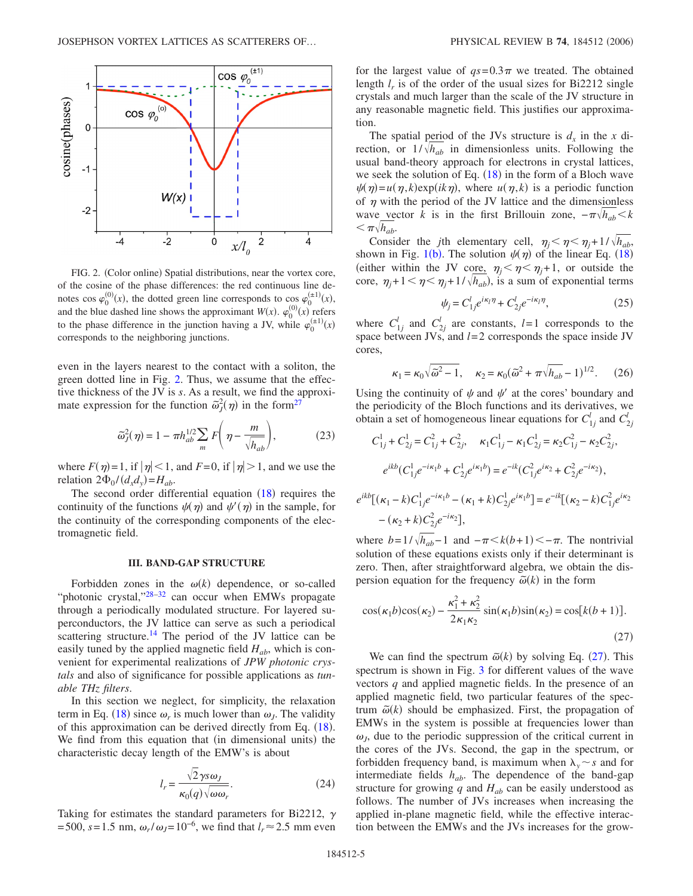FIG. 2. (Color online) Spatial distributions, near the vortex core, of the cosine of the phase differences: the red continuous line denotes $\cos\varphi_0^{(0)}(x)$, the dotted green line corresponds to $\cos\varphi_0^{(\pm 1)}(x)$, and the blue dashed line shows the approximant $W(x)$. $\varphi_0^{(0)}(x)$ refers to the phase difference in the junction having a JV, while $\varphi_0^{(\pm 1)}(x)$ corresponds to the neighboring junctions.

even in the layers nearest to the contact with a soliton, the green dotted line in Fig. 2. Thus, we assume that the effective thickness of the JV is $s$. As a result, we find the approximate expression for the function $\tilde{\omega}_J^2(\eta)$ in the form[27]

$$\tilde{\omega}_J^2(\eta) = 1 - \pi h_{ab}^{1/2} \sum_m F\left(\eta - \frac{m}{\sqrt{h_{ab}}}\right), \tag{23}$$

where $F(\eta)=1$, if $|\eta|<1$, and $F=0$, if $|\eta|>1$, and we use the relation $2\Phi_0/(d_x d_y)=H_{ab}$.

The second order differential equation (18) requires the continuity of the functions $\psi(\eta)$ and $\psi'(\eta)$ in the sample, for the continuity of the corresponding components of the electromagnetic field.

## III. BAND-GAP STRUCTURE

Forbidden zones in the $\omega(k)$ dependence, or so-called "photonic crystal,"[28–32] can occur when EMWs propagate through a periodically modulated structure. For layered superconductors, the JV lattice can serve as such a periodical scattering structure.[14] The period of the JV lattice can be easily tuned by the applied magnetic field $H_{ab}$, which is convenient for experimental realizations of *JPW photonic crystals* and also of significance for possible applications as *tunable THz filters*.

In this section we neglect, for simplicity, the relaxation term in Eq. (18) since $\omega_r$ is much lower than $\omega_J$. The validity of this approximation can be derived directly from Eq. (18). We find from this equation that (in dimensional units) the characteristic decay length of the EMW's is about

$$l_r = \frac{\sqrt{2}\,\gamma s \omega_J}{\kappa_0(q)\sqrt{\omega\omega_r}}. \tag{24}$$

Taking for estimates the standard parameters for Bi2212, $\gamma=500$, $s=1.5$ nm, $\omega_r/\omega_J=10^{-6}$, we find that $l_r\approx 2.5$ mm even for the largest value of $qs=0.3\pi$ we treated. The obtained length $l_r$ is of the order of the usual sizes for Bi2212 single crystals and much larger than the scale of the JV structure in any reasonable magnetic field. This justifies our approximation.

The spatial period of the JVs structure is $d_x$ in the $x$ direction, or $1/\sqrt{h_{ab}}$ in dimensionless units. Following the usual band-theory approach for electrons in crystal lattices, we seek the solution of Eq. (18) in the form of a Bloch wave $\psi(\eta)=u(\eta,k)\exp(ik\eta)$, where $u(\eta,k)$ is a periodic function of $\eta$ with the period of the JV lattice and the dimensionless wave vector $k$ is in the first Brillouin zone, $-\pi\sqrt{h_{ab}}<k<\pi\sqrt{h_{ab}}$.

Consider the $j$th elementary cell, $\eta_j<\eta<\eta_j+1/\sqrt{h_{ab}}$, shown in Fig. 1(b). The solution $\psi(\eta)$ of the linear Eq. (18) (either within the JV core, $\eta_j<\eta<\eta_j+1$, or outside the core, $\eta_j+1<\eta<\eta_j+1/\sqrt{h_{ab}}$), is a sum of exponential terms

$$\psi_j = C_{1j}^l e^{i\kappa_l \eta} + C_{2j}^l e^{-i\kappa_l \eta}, \tag{25}$$

where $C_{1j}^l$ and $C_{2j}^l$ are constants, $l=1$ corresponds to the space between JVs, and $l=2$ corresponds the space inside JV cores,

$$\kappa_1 = \kappa_0\sqrt{\tilde{\omega}^2-1}, \quad \kappa_2 = \kappa_0(\tilde{\omega}^2 + \pi\sqrt{h_{ab}} - 1)^{1/2}. \tag{26}$$

Using the continuity of $\psi$ and $\psi'$ at the cores' boundary and the periodicity of the Bloch functions and its derivatives, we obtain a set of homogeneous linear equations for $C_{1j}^l$ and $C_{2j}^l$

$$C_{1j}^1 + C_{2j}^1 = C_{1j}^2 + C_{2j}^2, \quad \kappa_1 C_{1j}^1 - \kappa_1 C_{2j}^1 = \kappa_2 C_{1j}^2 - \kappa_2 C_{2j}^2,$$

$$e^{ikb}(C_{1j}^1 e^{-i\kappa_1 b} + C_{2j}^1 e^{i\kappa_1 b}) = e^{-ik}(C_{1j}^2 e^{i\kappa_2} + C_{2j}^2 e^{-i\kappa_2}),$$

$$e^{ikb}[(\kappa_1 - k)C_{1j}^1 e^{-i\kappa_1 b} - (\kappa_1 + k)C_{2j}^1 e^{i\kappa_1 b}] = e^{-ik}[(\kappa_2 - k)C_{1j}^2 e^{i\kappa_2} - (\kappa_2 + k)C_{2j}^2 e^{-i\kappa_2}],$$

where $b=1/\sqrt{h_{ab}}-1$ and $-\pi<k(b+1)<-\pi$. The nontrivial solution of these equations exists only if their determinant is zero. Then, after straightforward algebra, we obtain the dispersion equation for the frequency $\tilde{\omega}(k)$ in the form

$$\cos(\kappa_1 b)\cos(\kappa_2) - \frac{\kappa_1^2 + \kappa_2^2}{2\kappa_1\kappa_2}\sin(\kappa_1 b)\sin(\kappa_2) = \cos[k(b+1)]. \tag{27}$$

We can find the spectrum $\tilde{\omega}(k)$ by solving Eq. (27). This spectrum is shown in Fig. 3 for different values of the wave vectors $q$ and applied magnetic fields. In the presence of an applied magnetic field, two particular features of the spectrum $\tilde{\omega}(k)$ should be emphasized. First, the propagation of EMWs in the system is possible at frequencies lower than $\omega_J$, due to the periodic suppression of the critical current in the cores of the JVs. Second, the gap in the spectrum, or forbidden frequency band, is maximum when $\lambda_y \sim s$ and for intermediate fields $h_{ab}$. The dependence of the band-gap structure for growing $q$ and $H_{ab}$ can be easily understood as follows. The number of JVs increases when increasing the applied in-plane magnetic field, while the effective interaction between the EMWs and the JVs increases for the grow-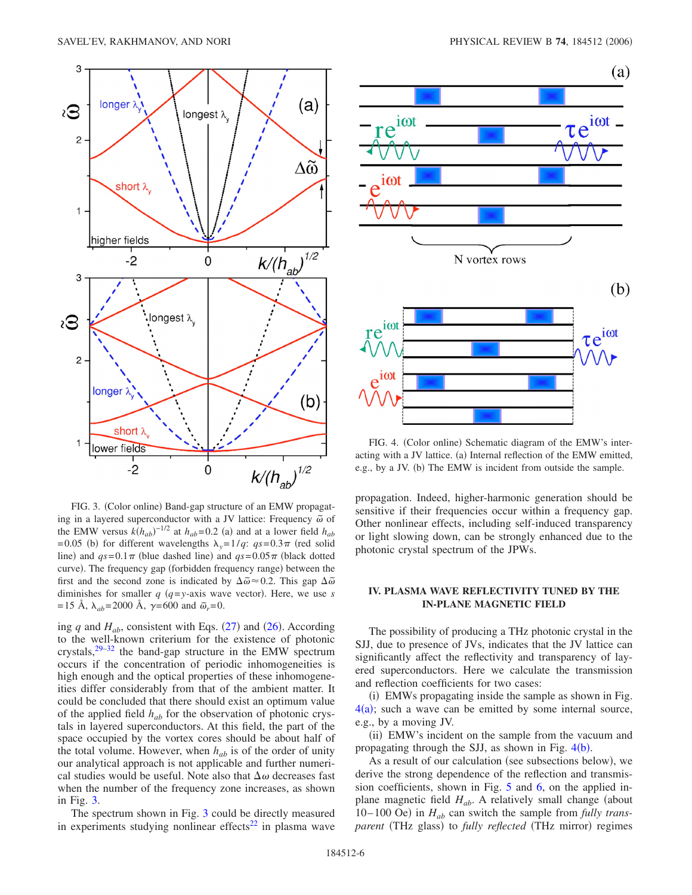FIG. 3. (Color online) Band-gap structure of an EMW propagating in a layered superconductor with a JV lattice: Frequency $\tilde{\omega}$ of the EMW versus $k(h_{ab})^{-1/2}$ at $h_{ab}=0.2$ (a) and at a lower field $h_{ab}=0.05$ (b) for different wavelengths $\lambda_y=1/q$: $qs=0.3\pi$ (red solid line) and $qs=0.1\pi$ (blue dashed line) and $qs=0.05\pi$ (black dotted curve). The frequency gap (forbidden frequency range) between the first and the second zone is indicated by $\Delta\tilde{\omega}\approx 0.2$. This gap $\Delta\tilde{\omega}$ diminishes for smaller $q$ ($q$=$y$-axis wave vector). Here, we use $s=15$ Å, $\lambda_{ab}=2000$ Å, $\gamma=600$ and $\tilde{\omega}_r=0$.

ing $q$ and $H_{ab}$, consistent with Eqs. (27) and (26). According to the well-known criterium for the existence of photonic crystals,[29–32] the band-gap structure in the EMW spectrum occurs if the concentration of periodic inhomogeneities is high enough and the optical properties of these inhomogeneities differ considerably from that of the ambient matter. It could be concluded that there should exist an optimum value of the applied field $h_{ab}$ for the observation of photonic crystals in layered superconductors. At this field, the part of the space occupied by the vortex cores should be about half of the total volume. However, when $h_{ab}$ is of the order of unity our analytical approach is not applicable and further numerical studies would be useful. Note also that $\Delta\omega$ decreases fast when the number of the frequency zone increases, as shown in Fig. 3.

The spectrum shown in Fig. 3 could be directly measured in experiments studying nonlinear effects[22] in plasma wave propagation. Indeed, higher-harmonic generation should be sensitive if their frequencies occur within a frequency gap. Other nonlinear effects, including self-induced transparency or light slowing down, can be strongly enhanced due to the photonic crystal spectrum of the JPWs.

FIG. 4. (Color online) Schematic diagram of the EMW's interacting with a JV lattice. (a) Internal reflection of the EMW emitted, e.g., by a JV. (b) The EMW is incident from outside the sample.

## IV. PLASMA WAVE REFLECTIVITY TUNED BY THE IN-PLANE MAGNETIC FIELD

The possibility of producing a THz photonic crystal in the SJJ, due to presence of JVs, indicates that the JV lattice can significantly affect the reflectivity and transparency of layered superconductors. Here we calculate the transmission and reflection coefficients for two cases:

(i) EMWs propagating inside the sample as shown in Fig. 4(a); such a wave can be emitted by some internal source, e.g., by a moving JV.

(ii) EMW's incident on the sample from the vacuum and propagating through the SJJ, as shown in Fig. 4(b).

As a result of our calculation (see subsections below), we derive the strong dependence of the reflection and transmission coefficients, shown in Fig. 5 and 6, on the applied in-plane magnetic field $H_{ab}$. A relatively small change (about 10–100 Oe) in $H_{ab}$ can switch the sample from *fully transparent* (THz glass) to *fully reflected* (THz mirror) regimes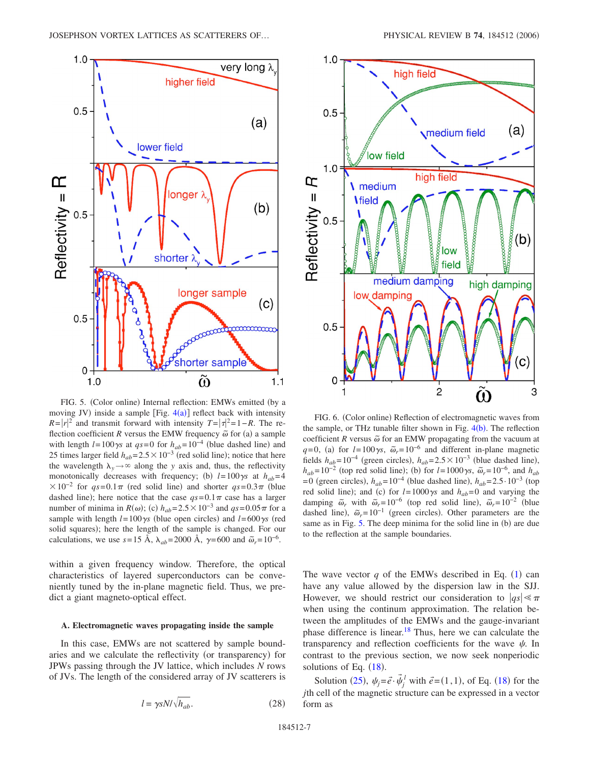FIG. 5. (Color online) Internal reflection: EMWs emitted (by a moving JV) inside a sample [Fig. 4(a)] reflect back with intensity $R=|r|^2$ and transmit forward with intensity $T=|\tau|^2=1-R$. The reflection coefficient $R$ versus the EMW frequency $\tilde{\omega}$ for (a) a sample with length $l=100\gamma s$ at $qs=0$ for $h_{ab}=10^{-4}$ (blue dashed line) and 25 times larger field $h_{ab}=2.5\times10^{-3}$ (red solid line); notice that here the wavelength $\lambda_y \to \infty$ along the $y$ axis and, thus, the reflectivity monotonically decreases with frequency; (b) $l=100\gamma s$ at $h_{ab}=4\times10^{-2}$ for $qs=0.1\pi$ (red solid line) and shorter $qs=0.3\pi$ (blue dashed line); here notice that the case $qs=0.1\pi$ case has a larger number of minima in $R(\omega)$; (c) $h_{ab}=2.5\times10^{-3}$ and $qs=0.05\pi$ for a sample with length $l=100\gamma s$ (blue open circles) and $l=600\gamma s$ (red solid squares); here the length of the sample is changed. For our calculations, we use $s=15$ Å, $\lambda_{ab}=2000$ Å, $\gamma=600$ and $\tilde{\omega}_r=10^{-6}$.

FIG. 6. (Color online) Reflection of electromagnetic waves from the sample, or THz tunable filter shown in Fig. 4(b). The reflection coefficient $R$ versus $\tilde{\omega}$ for an EMW propagating from the vacuum at $q=0$, (a) for $l=100\gamma s$, $\tilde{\omega}_r=10^{-6}$ and different in-plane magnetic fields $h_{ab}=10^{-4}$ (green circles), $h_{ab}=2.5\times10^{-3}$ (blue dashed line), $h_{ab}=10^{-2}$ (top red solid line); (b) for $l=1000\gamma s$, $\tilde{\omega}_r=10^{-6}$, and $h_{ab}=0$ (green circles), $h_{ab}=10^{-4}$ (blue dashed line), $h_{ab}=2.5\cdot10^{-3}$ (top red solid line); and (c) for $l=1000\gamma s$ and $h_{ab}=0$ and varying the damping $\tilde{\omega}_r$ with $\tilde{\omega}_r=10^{-6}$ (top red solid line), $\tilde{\omega}_r=10^{-2}$ (blue dashed line), $\tilde{\omega}_r=10^{-1}$ (green circles). Other parameters are the same as in Fig. 5. The deep minima for the solid line in (b) are due to the reflection at the sample boundaries.

within a given frequency window. Therefore, the optical characteristics of layered superconductors can be conveniently tuned by the in-plane magnetic field. Thus, we predict a giant magneto-optical effect.

### A. Electromagnetic waves propagating inside the sample

In this case, EMWs are not scattered by sample boundaries and we calculate the reflectivity (or transparency) for JPWs passing through the JV lattice, which includes $N$ rows of JVs. The length of the considered array of JV scatterers is

$$l = \gamma s N / \sqrt{h_{ab}}. \tag{28}$$

The wave vector $q$ of the EMWs described in Eq. (1) can have any value allowed by the dispersion law in the SJJ. However, we should restrict our consideration to $|qs| \ll \pi$ when using the continuum approximation. The relation between the amplitudes of the EMWs and the gauge-invariant phase difference is linear.[18] Thus, here we can calculate the transparency and reflection coefficients for the wave $\psi$. In contrast to the previous section, we now seek nonperiodic solutions of Eq. (18).

Solution (25), $\psi_j = \vec{e} \cdot \vec{\psi}_j^l$ with $\vec{e}=(1,1)$, of Eq. (18) for the $j$th cell of the magnetic structure can be expressed in a vector form as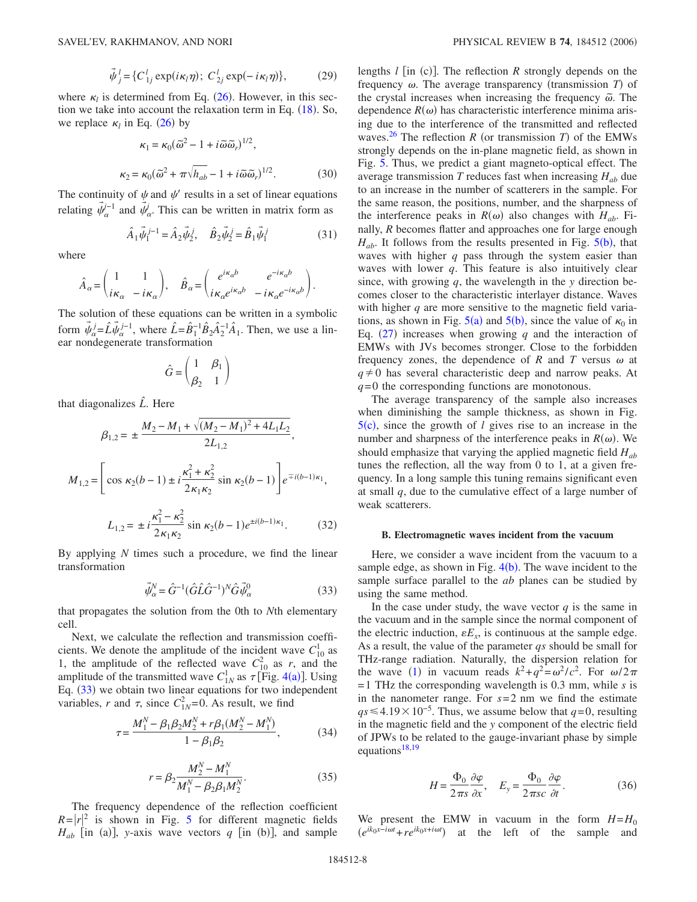$$\vec{\psi}_j^{\,l} = \{C_{1j}^l \exp(i\kappa_l \eta);\; C_{2j}^l \exp(-i\kappa_l \eta)\}, \tag{29}$$

where $\kappa_l$ is determined from Eq. (26). However, in this section we take into account the relaxation term in Eq. (18). So, we replace $\kappa_l$ in Eq. (26) by

$$\kappa_1 = \kappa_0(\tilde{\omega}^2 - 1 + i\tilde{\omega}\tilde{\omega}_r)^{1/2},$$

$$\kappa_2 = \kappa_0(\tilde{\omega}^2 + \pi\sqrt{h_{ab}} - 1 + i\tilde{\omega}\tilde{\omega}_r)^{1/2}. \tag{30}$$

The continuity of $\psi$ and $\psi'$ results in a set of linear equations relating $\vec{\psi}_\alpha^{j-1}$ and $\vec{\psi}_\alpha^{j}$. This can be written in matrix form as

$$\hat{A}_1\vec{\psi}_1^{j-1} = \hat{A}_2\vec{\psi}_2^{j}, \quad \hat{B}_2\vec{\psi}_2^{j} = \hat{B}_1\vec{\psi}_1^{j} \tag{31}$$

where

$$\hat{A}_\alpha = \begin{pmatrix} 1 & 1 \\ i\kappa_\alpha & -i\kappa_\alpha \end{pmatrix}, \quad \hat{B}_\alpha = \begin{pmatrix} e^{i\kappa_\alpha b} & e^{-i\kappa_\alpha b} \\ i\kappa_\alpha e^{i\kappa_\alpha b} & -i\kappa_\alpha e^{-i\kappa_\alpha b} \end{pmatrix}.$$

The solution of these equations can be written in a symbolic form $\vec{\psi}_\alpha^{j} = \hat{L}\vec{\psi}_\alpha^{j-1}$, where $\hat{L} = \hat{B}_1^{-1}\hat{B}_2\hat{A}_2^{-1}\hat{A}_1$. Then, we use a linear nondegenerate transformation

$$\hat{G} = \begin{pmatrix} 1 & \beta_1 \\ \beta_2 & 1 \end{pmatrix}$$

that diagonalizes $\hat{L}$. Here

$$\beta_{1,2} = \pm\frac{M_2 - M_1 + \sqrt{(M_2 - M_1)^2 + 4L_1L_2}}{2L_{1,2}},$$

$$M_{1,2} = \left[\cos\kappa_2(b-1) \pm i\frac{\kappa_1^2 + \kappa_2^2}{2\kappa_1\kappa_2}\sin\kappa_2(b-1)\right]e^{\mp i(b-1)\kappa_1},$$

$$L_{1,2} = \pm i\frac{\kappa_1^2 - \kappa_2^2}{2\kappa_1\kappa_2}\sin\kappa_2(b-1)e^{\pm i(b-1)\kappa_1}. \tag{32}$$

By applying $N$ times such a procedure, we find the linear transformation

$$\vec{\psi}_\alpha^N = \hat{G}^{-1}(\hat{G}\hat{L}\hat{G}^{-1})^N\hat{G}\vec{\psi}_\alpha^0 \tag{33}$$

that propagates the solution from the 0th to $N$th elementary cell.

Next, we calculate the reflection and transmission coefficients. We denote the amplitude of the incident wave $C_{10}^1$ as 1, the amplitude of the reflected wave $C_{10}^2$ as $r$, and the amplitude of the transmitted wave $C_{1N}^1$ as $\tau$ [Fig. 4(a)]. Using Eq. (33) we obtain two linear equations for two independent variables, $r$ and $\tau$, since $C_{1N}^2 = 0$. As result, we find

$$\tau = \frac{M_1^N - \beta_1\beta_2 M_2^N + r\beta_1(M_2^N - M_1^N)}{1 - \beta_1\beta_2}, \tag{34}$$

$$r = \beta_2\frac{M_2^N - M_1^N}{M_1^N - \beta_2\beta_1 M_2^N}. \tag{35}$$

The frequency dependence of the reflection coefficient $R = |r|^2$ is shown in Fig. 5 for different magnetic fields $H_{ab}$ [in (a)], $y$-axis wave vectors $q$ [in (b)], and sample lengths $l$ [in (c)]. The reflection $R$ strongly depends on the frequency $\omega$. The average transparency (transmission $T$) of the crystal increases when increasing the frequency $\tilde{\omega}$. The dependence $R(\omega)$ has characteristic interference minima arising due to the interference of the transmitted and reflected waves.[26] The reflection $R$ (or transmission $T$) of the EMWs strongly depends on the in-plane magnetic field, as shown in Fig. 5. Thus, we predict a giant magneto-optical effect. The average transmission $T$ reduces fast when increasing $H_{ab}$ due to an increase in the number of scatterers in the sample. For the same reason, the positions, number, and the sharpness of the interference peaks in $R(\omega)$ also changes with $H_{ab}$. Finally, $R$ becomes flatter and approaches one for large enough $H_{ab}$. It follows from the results presented in Fig. 5(b), that waves with higher $q$ pass through the system easier than waves with lower $q$. This feature is also intuitively clear since, with growing $q$, the wavelength in the $y$ direction becomes closer to the characteristic interlayer distance. Waves with higher $q$ are more sensitive to the magnetic field variations, as shown in Fig. 5(a) and 5(b), since the value of $\kappa_0$ in Eq. (27) increases when growing $q$ and the interaction of EMWs with JVs becomes stronger. Close to the forbidden frequency zones, the dependence of $R$ and $T$ versus $\omega$ at $q \neq 0$ has several characteristic deep and narrow peaks. At $q = 0$ the corresponding functions are monotonous.

The average transparency of the sample also increases when diminishing the sample thickness, as shown in Fig. 5(c), since the growth of $l$ gives rise to an increase in the number and sharpness of the interference peaks in $R(\omega)$. We should emphasize that varying the applied magnetic field $H_{ab}$ tunes the reflection, all the way from 0 to 1, at a given frequency. In a long sample this tuning remains significant even at small $q$, due to the cumulative effect of a large number of weak scatterers.

### B. Electromagnetic waves incident from the vacuum

Here, we consider a wave incident from the vacuum to a sample edge, as shown in Fig. 4(b). The wave incident to the sample surface parallel to the $ab$ planes can be studied by using the same method.

In the case under study, the wave vector $q$ is the same in the vacuum and in the sample since the normal component of the electric induction, $\varepsilon E_x$, is continuous at the sample edge. As a result, the value of the parameter $qs$ should be small for THz-range radiation. Naturally, the dispersion relation for the wave (1) in vacuum reads $k^2 + q^2 = \omega^2/c^2$. For $\omega/2\pi = 1$ THz the corresponding wavelength is 0.3 mm, while $s$ is in the nanometer range. For $s = 2$ nm we find the estimate $qs \leqslant 4.19 \times 10^{-5}$. Thus, we assume below that $q = 0$, resulting in the magnetic field and the $y$ component of the electric field of JPWs to be related to the gauge-invariant phase by simple equations[18,19]

$$H = \frac{\Phi_0}{2\pi s}\frac{\partial\varphi}{\partial x}, \quad E_y = \frac{\Phi_0}{2\pi sc}\frac{\partial\varphi}{\partial t}. \tag{36}$$

We present the EMW in vacuum in the form $H = H_0(e^{ik_0x - i\omega t} + re^{ik_0x + i\omega t})$ at the left of the sample and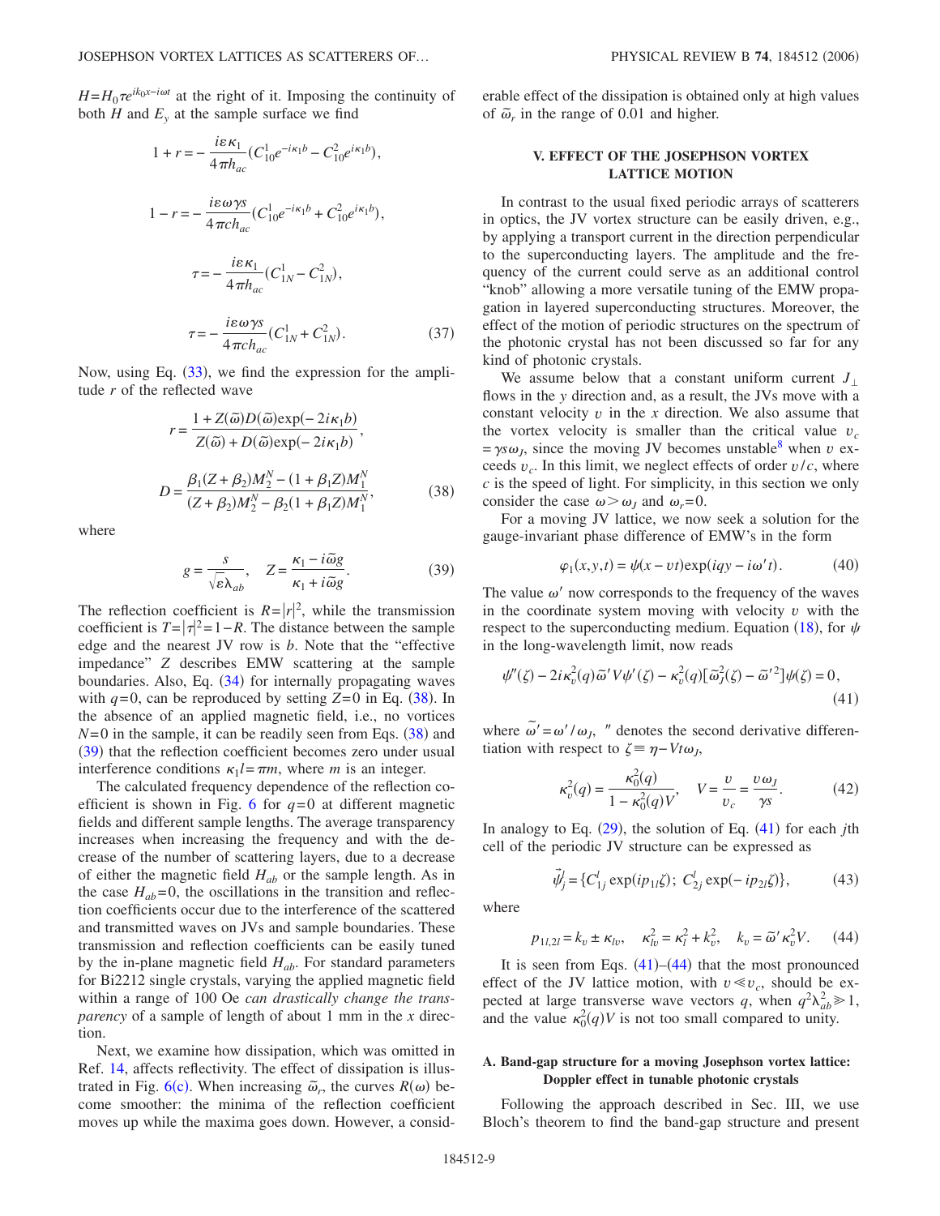$H = H_0 \tau e^{ik_0 x - i\omega t}$ at the right of it. Imposing the continuity of both $H$ and $E_y$ at the sample surface we find

$$1 + r = -\frac{i\varepsilon\kappa_1}{4\pi h_{ac}}(C_{10}^1 e^{-i\kappa_1 b} - C_{10}^2 e^{i\kappa_1 b}),$$

$$1 - r = -\frac{i\varepsilon\omega\gamma s}{4\pi c h_{ac}}(C_{10}^1 e^{-i\kappa_1 b} + C_{10}^2 e^{i\kappa_1 b}),$$

$$\tau = -\frac{i\varepsilon\kappa_1}{4\pi h_{ac}}(C_{1N}^1 - C_{1N}^2),$$

$$\tau = -\frac{i\varepsilon\omega\gamma s}{4\pi c h_{ac}}(C_{1N}^1 + C_{1N}^2). \tag{37}$$

Now, using Eq. (33), we find the expression for the amplitude $r$ of the reflected wave

$$r = \frac{1 + Z(\tilde{\omega})D(\tilde{\omega})\exp(-2i\kappa_1 b)}{Z(\tilde{\omega}) + D(\tilde{\omega})\exp(-2i\kappa_1 b)},$$

$$D = \frac{\beta_1(Z+\beta_2)M_2^N - (1+\beta_1 Z)M_1^N}{(Z+\beta_2)M_2^N - \beta_2(1+\beta_1 Z)M_1^N}, \tag{38}$$

where

$$g = \frac{s}{\sqrt{\varepsilon}\lambda_{ab}}, \quad Z = \frac{\kappa_1 - i\tilde{\omega}g}{\kappa_1 + i\tilde{\omega}g}. \tag{39}$$

The reflection coefficient is $R = |r|^2$, while the transmission coefficient is $T = |\tau|^2 = 1 - R$. The distance between the sample edge and the nearest JV row is $b$. Note that the "effective impedance" $Z$ describes EMW scattering at the sample boundaries. Also, Eq. (34) for internally propagating waves with $q=0$, can be reproduced by setting $Z=0$ in Eq. (38). In the absence of an applied magnetic field, i.e., no vortices $N=0$ in the sample, it can be readily seen from Eqs. (38) and (39) that the reflection coefficient becomes zero under usual interference conditions $\kappa_1 l = \pi m$, where $m$ is an integer.

The calculated frequency dependence of the reflection coefficient is shown in Fig. 6 for $q=0$ at different magnetic fields and different sample lengths. The average transparency increases when increasing the frequency and with the decrease of the number of scattering layers, due to a decrease of either the magnetic field $H_{ab}$ or the sample length. As in the case $H_{ab}=0$, the oscillations in the transition and reflection coefficients occur due to the interference of the scattered and transmitted waves on JVs and sample boundaries. These transmission and reflection coefficients can be easily tuned by the in-plane magnetic field $H_{ab}$. For standard parameters for Bi2212 single crystals, varying the applied magnetic field within a range of 100 Oe *can drastically change the transparency* of a sample of length of about 1 mm in the $x$ direction.

Next, we examine how dissipation, which was omitted in Ref. 14, affects reflectivity. The effect of dissipation is illustrated in Fig. 6(c). When increasing $\tilde{\omega}_r$, the curves $R(\omega)$ become smoother: the minima of the reflection coefficient moves up while the maxima goes down. However, a considerable effect of the dissipation is obtained only at high values of $\tilde{\omega}_r$ in the range of 0.01 and higher.

## V. EFFECT OF THE JOSEPHSON VORTEX LATTICE MOTION

In contrast to the usual fixed periodic arrays of scatterers in optics, the JV vortex structure can be easily driven, e.g., by applying a transport current in the direction perpendicular to the superconducting layers. The amplitude and the frequency of the current could serve as an additional control "knob" allowing a more versatile tuning of the EMW propagation in layered superconducting structures. Moreover, the effect of the motion of periodic structures on the spectrum of the photonic crystal has not been discussed so far for any kind of photonic crystals.

We assume below that a constant uniform current $J_\perp$ flows in the $y$ direction and, as a result, the JVs move with a constant velocity $v$ in the $x$ direction. We also assume that the vortex velocity is smaller than the critical value $v_c = \gamma s \omega_J$, since the moving JV becomes unstable[8] when $v$ exceeds $v_c$. In this limit, we neglect effects of order $v/c$, where $c$ is the speed of light. For simplicity, in this section we only consider the case $\omega > \omega_J$ and $\omega_r = 0$.

For a moving JV lattice, we now seek a solution for the gauge-invariant phase difference of EMW's in the form

$$\varphi_1(x,y,t) = \psi(x - vt)\exp(iqy - i\omega' t). \tag{40}$$

The value $\omega'$ now corresponds to the frequency of the waves in the coordinate system moving with velocity $v$ with the respect to the superconducting medium. Equation (18), for $\psi$ in the long-wavelength limit, now reads

$$\psi''(\zeta) - 2i\kappa_v^2(q)\tilde{\omega}' V \psi'(\zeta) - \kappa_v^2(q)[\tilde{\omega}_J^2(\zeta) - \tilde{\omega}'^2]\psi(\zeta) = 0, \tag{41}$$

where $\tilde{\omega}' = \omega'/\omega_J$, $''$ denotes the second derivative differentiation with respect to $\zeta \equiv \eta - Vt\omega_J$,

$$\kappa_v^2(q) = \frac{\kappa_0^2(q)}{1 - \kappa_0^2(q)V}, \quad V = \frac{v}{v_c} = \frac{v\omega_J}{\gamma s}. \tag{42}$$

In analogy to Eq. (29), the solution of Eq. (41) for each $j$th cell of the periodic JV structure can be expressed as

$$\vec{\psi}_j^l = \{C_{1j}^l \exp(ip_{1l}\zeta);\ C_{2j}^l \exp(-ip_{2l}\zeta)\}, \tag{43}$$

where

$$p_{1l,2l} = k_v \pm \kappa_{lv}, \quad \kappa_{lv}^2 = \kappa_l^2 + k_v^2, \quad k_v = \tilde{\omega}'\kappa_v^2 V. \tag{44}$$

It is seen from Eqs. (41)–(44) that the most pronounced effect of the JV lattice motion, with $v \ll v_c$, should be expected at large transverse wave vectors $q$, when $q^2\lambda_{ab}^2 \gg 1$, and the value $\kappa_0^2(q)V$ is not too small compared to unity.

### A. Band-gap structure for a moving Josephson vortex lattice: Doppler effect in tunable photonic crystals

Following the approach described in Sec. III, we use Bloch's theorem to find the band-gap structure and present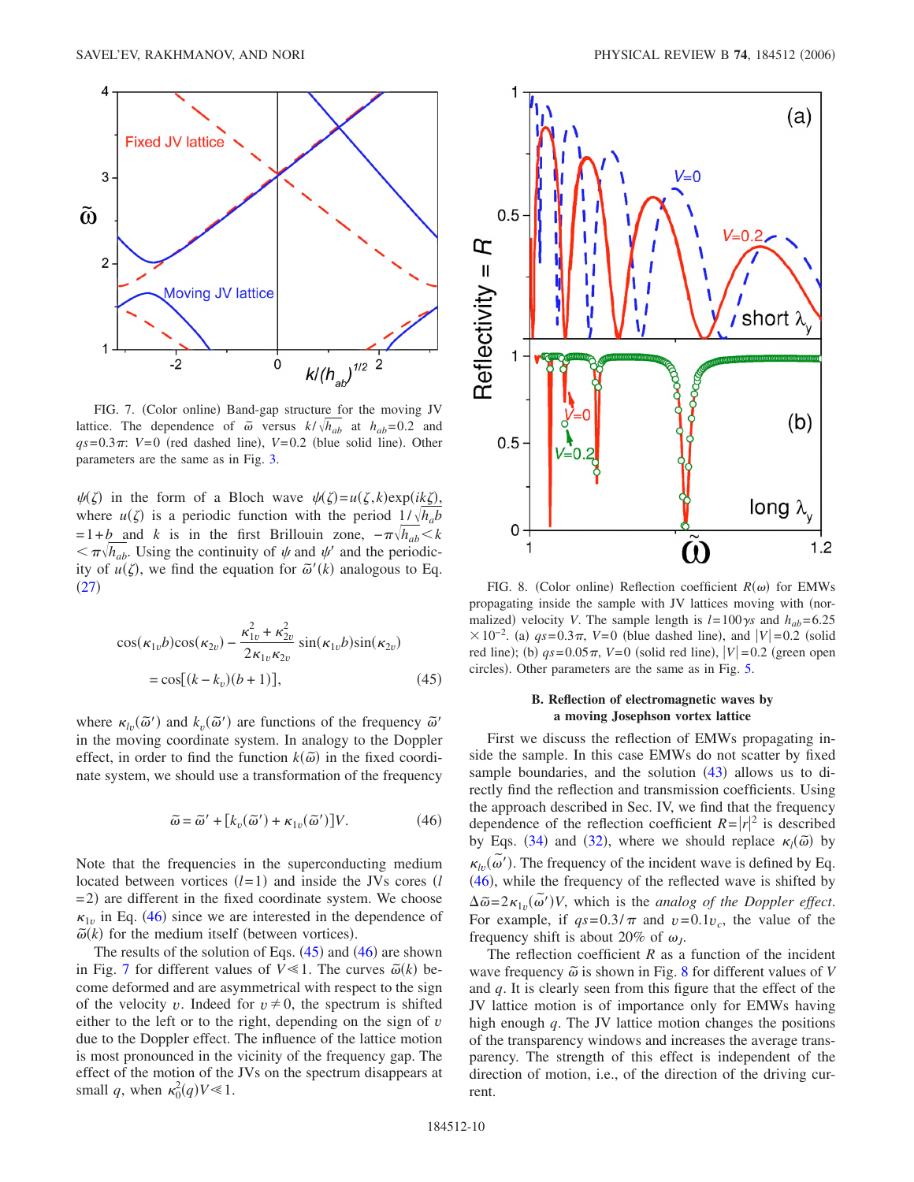FIG. 7. (Color online) Band-gap structure for the moving JV lattice. The dependence of $\tilde{\omega}$ versus $k/\sqrt{h_{ab}}$ at $h_{ab}=0.2$ and $qs=0.3\pi$: $V=0$ (red dashed line), $V=0.2$ (blue solid line). Other parameters are the same as in Fig. 3.

$\psi(\zeta)$ in the form of a Bloch wave $\psi(\zeta)=u(\zeta,k)\exp(ik\zeta)$, where $u(\zeta)$ is a periodic function with the period $1/\sqrt{h_{ab}}b = 1+b$ and $k$ is in the first Brillouin zone, $-\pi\sqrt{h_{ab}}<k<\pi\sqrt{h_{ab}}$. Using the continuity of $\psi$ and $\psi'$ and the periodicity of $u(\zeta)$, we find the equation for $\tilde{\omega}'(k)$ analogous to Eq. (27)

$$\cos(\kappa_{1v}b)\cos(\kappa_{2v}) - \frac{\kappa_{1v}^2+\kappa_{2v}^2}{2\kappa_{1v}\kappa_{2v}}\sin(\kappa_{1v}b)\sin(\kappa_{2v}) = \cos[(k-k_v)(b+1)], \tag{45}$$

where $\kappa_{lv}(\tilde{\omega}')$ and $k_v(\tilde{\omega}')$ are functions of the frequency $\tilde{\omega}'$ in the moving coordinate system. In analogy to the Doppler effect, in order to find the function $k(\tilde{\omega})$ in the fixed coordinate system, we should use a transformation of the frequency

$$\tilde{\omega} = \tilde{\omega}' + [k_v(\tilde{\omega}') + \kappa_{1v}(\tilde{\omega}')]V. \tag{46}$$

Note that the frequencies in the superconducting medium located between vortices ($l=1$) and inside the JVs cores ($l=2$) are different in the fixed coordinate system. We choose $\kappa_{1v}$ in Eq. (46) since we are interested in the dependence of $\tilde{\omega}(k)$ for the medium itself (between vortices).

The results of the solution of Eqs. (45) and (46) are shown in Fig. 7 for different values of $V \ll 1$. The curves $\tilde{\omega}(k)$ become deformed and are asymmetrical with respect to the sign of the velocity $v$. Indeed for $v \neq 0$, the spectrum is shifted either to the left or to the right, depending on the sign of $v$ due to the Doppler effect. The influence of the lattice motion is most pronounced in the vicinity of the frequency gap. The effect of the motion of the JVs on the spectrum disappears at small $q$, when $\kappa_0^2(q)V \ll 1$.

FIG. 8. (Color online) Reflection coefficient $R(\omega)$ for EMWs propagating inside the sample with JV lattices moving with (normalized) velocity $V$. The sample length is $l=100\gamma s$ and $h_{ab}=6.25\times 10^{-2}$. (a) $qs=0.3\pi$, $V=0$ (blue dashed line), and $|V|=0.2$ (solid red line); (b) $qs=0.05\pi$, $V=0$ (solid red line), $|V|=0.2$ (green open circles). Other parameters are the same as in Fig. 5.

### B. Reflection of electromagnetic waves by a moving Josephson vortex lattice

First we discuss the reflection of EMWs propagating inside the sample. In this case EMWs do not scatter by fixed sample boundaries, and the solution (43) allows us to directly find the reflection and transmission coefficients. Using the approach described in Sec. IV, we find that the frequency dependence of the reflection coefficient $R=|r|^2$ is described by Eqs. (34) and (32), where we should replace $\kappa_l(\tilde{\omega})$ by $\kappa_{lv}(\tilde{\omega}')$. The frequency of the incident wave is defined by Eq. (46), while the frequency of the reflected wave is shifted by $\Delta\tilde{\omega}=2\kappa_{1v}(\tilde{\omega}')V$, which is the *analog of the Doppler effect*. For example, if $qs=0.3/\pi$ and $v=0.1v_c$, the value of the frequency shift is about 20% of $\omega_J$.

The reflection coefficient $R$ as a function of the incident wave frequency $\tilde{\omega}$ is shown in Fig. 8 for different values of $V$ and $q$. It is clearly seen from this figure that the effect of the JV lattice motion is of importance only for EMWs having high enough $q$. The JV lattice motion changes the positions of the transparency windows and increases the average transparency. The strength of this effect is independent of the direction of motion, i.e., of the direction of the driving current.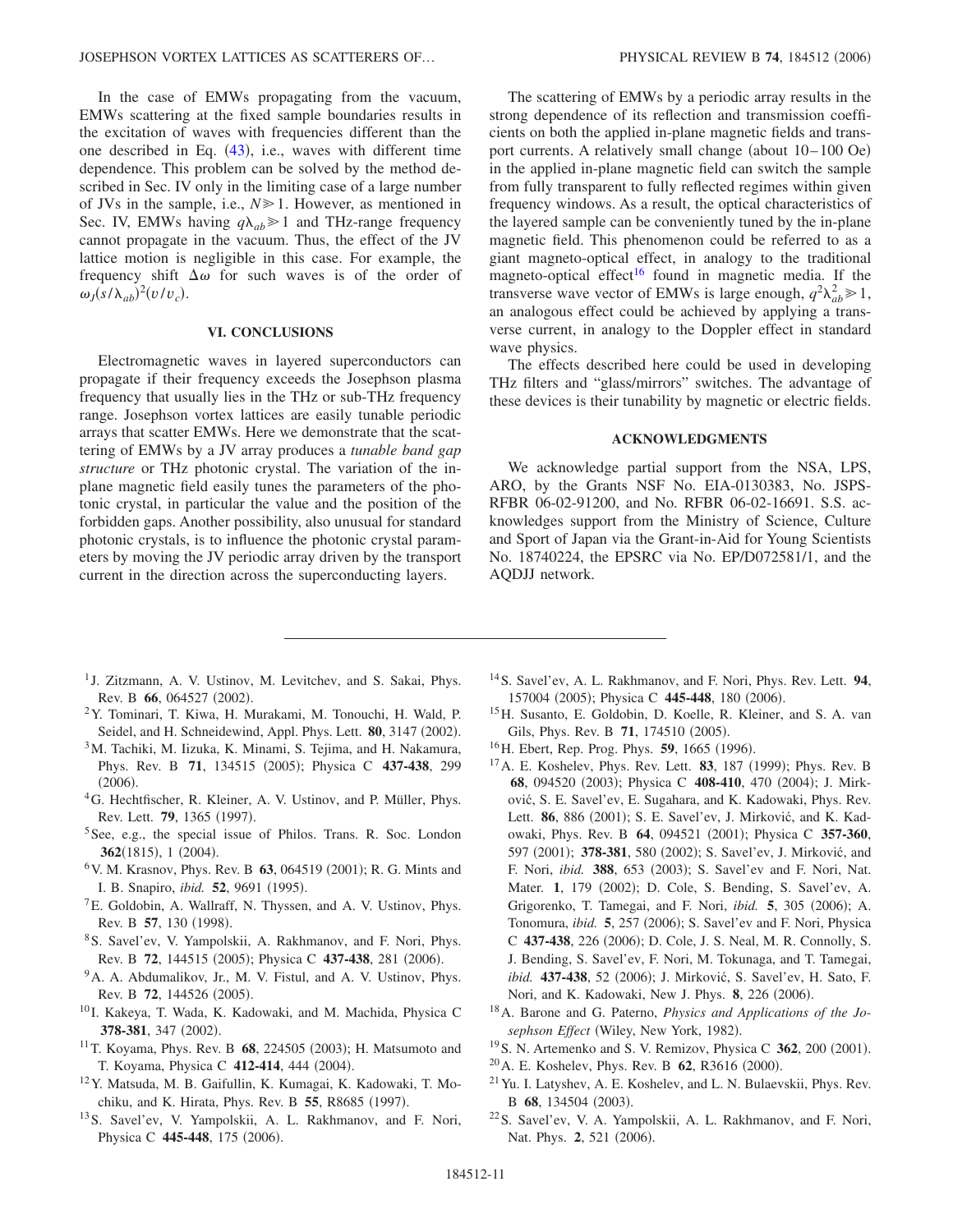In the case of EMWs propagating from the vacuum, EMWs scattering at the fixed sample boundaries results in the excitation of waves with frequencies different than the one described in Eq. (43), i.e., waves with different time dependence. This problem can be solved by the method described in Sec. IV only in the limiting case of a large number of JVs in the sample, i.e., $N \gg 1$. However, as mentioned in Sec. IV, EMWs having $q\lambda_{ab} \gg 1$ and THz-range frequency cannot propagate in the vacuum. Thus, the effect of the JV lattice motion is negligible in this case. For example, the frequency shift $\Delta\omega$ for such waves is of the order of $\omega_J(s/\lambda_{ab})^2(v/v_c)$.

## VI. CONCLUSIONS

Electromagnetic waves in layered superconductors can propagate if their frequency exceeds the Josephson plasma frequency that usually lies in the THz or sub-THz frequency range. Josephson vortex lattices are easily tunable periodic arrays that scatter EMWs. Here we demonstrate that the scattering of EMWs by a JV array produces a *tunable band gap structure* or THz photonic crystal. The variation of the in-plane magnetic field easily tunes the parameters of the photonic crystal, in particular the value and the position of the forbidden gaps. Another possibility, also unusual for standard photonic crystals, is to influence the photonic crystal parameters by moving the JV periodic array driven by the transport current in the direction across the superconducting layers.

The scattering of EMWs by a periodic array results in the strong dependence of its reflection and transmission coefficients on both the applied in-plane magnetic fields and transport currents. A relatively small change (about 10–100 Oe) in the applied in-plane magnetic field can switch the sample from fully transparent to fully reflected regimes within given frequency windows. As a result, the optical characteristics of the layered sample can be conveniently tuned by the in-plane magnetic field. This phenomenon could be referred to as a giant magneto-optical effect, in analogy to the traditional magneto-optical effect[16] found in magnetic media. If the transverse wave vector of EMWs is large enough, $q^2\lambda_{ab}^2 \gg 1$, an analogous effect could be achieved by applying a transverse current, in analogy to the Doppler effect in standard wave physics.

The effects described here could be used in developing THz filters and "glass/mirrors" switches. The advantage of these devices is their tunability by magnetic or electric fields.

## ACKNOWLEDGMENTS

We acknowledge partial support from the NSA, LPS, ARO, by the Grants NSF No. EIA-0130383, No. JSPS-RFBR 06-02-91200, and No. RFBR 06-02-16691. S.S. acknowledges support from the Ministry of Science, Culture and Sport of Japan via the Grant-in-Aid for Young Scientists No. 18740224, the EPSRC via No. EP/D072581/1, and the AQDJJ network.

---

[1] J. Zitzmann, A. V. Ustinov, M. Levitchev, and S. Sakai, Phys. Rev. B **66**, 064527 (2002).

[2] Y. Tominari, T. Kiwa, H. Murakami, M. Tonouchi, H. Wald, P. Seidel, and H. Schneidewind, Appl. Phys. Lett. **80**, 3147 (2002).

[3] M. Tachiki, M. Iizuka, K. Minami, S. Tejima, and H. Nakamura, Phys. Rev. B **71**, 134515 (2005); Physica C **437-438**, 299 (2006).

[4] G. Hechtfischer, R. Kleiner, A. V. Ustinov, and P. Müller, Phys. Rev. Lett. **79**, 1365 (1997).

[5] See, e.g., the special issue of Philos. Trans. R. Soc. London **362**(1815), 1 (2004).

[6] V. M. Krasnov, Phys. Rev. B **63**, 064519 (2001); R. G. Mints and I. B. Snapiro, *ibid.* **52**, 9691 (1995).

[7] E. Goldobin, A. Wallraff, N. Thyssen, and A. V. Ustinov, Phys. Rev. B **57**, 130 (1998).

[8] S. Savel'ev, V. Yampolskii, A. Rakhmanov, and F. Nori, Phys. Rev. B **72**, 144515 (2005); Physica C **437-438**, 281 (2006).

[9] A. A. Abdumalikov, Jr., M. V. Fistul, and A. V. Ustinov, Phys. Rev. B **72**, 144526 (2005).

[10] I. Kakeya, T. Wada, K. Kadowaki, and M. Machida, Physica C **378-381**, 347 (2002).

[11] T. Koyama, Phys. Rev. B **68**, 224505 (2003); H. Matsumoto and T. Koyama, Physica C **412-414**, 444 (2004).

[12] Y. Matsuda, M. B. Gaifullin, K. Kumagai, K. Kadowaki, T. Mochiku, and K. Hirata, Phys. Rev. B **55**, R8685 (1997).

[13] S. Savel'ev, V. Yampolskii, A. L. Rakhmanov, and F. Nori, Physica C **445-448**, 175 (2006).

[14] S. Savel'ev, A. L. Rakhmanov, and F. Nori, Phys. Rev. Lett. **94**, 157004 (2005); Physica C **445-448**, 180 (2006).

[15] H. Susanto, E. Goldobin, D. Koelle, R. Kleiner, and S. A. van Gils, Phys. Rev. B **71**, 174510 (2005).

[16] H. Ebert, Rep. Prog. Phys. **59**, 1665 (1996).

[17] A. E. Koshelev, Phys. Rev. Lett. **83**, 187 (1999); Phys. Rev. B **68**, 094520 (2003); Physica C **408-410**, 470 (2004); J. Mirković, S. E. Savel'ev, E. Sugahara, and K. Kadowaki, Phys. Rev. Lett. **86**, 886 (2001); S. E. Savel'ev, J. Mirković, and K. Kadowaki, Phys. Rev. B **64**, 094521 (2001); Physica C **357-360**, 597 (2001); **378-381**, 580 (2002); S. Savel'ev, J. Mirković, and F. Nori, *ibid.* **388**, 653 (2003); S. Savel'ev and F. Nori, Nat. Mater. **1**, 179 (2002); D. Cole, S. Bending, S. Savel'ev, A. Grigorenko, T. Tamegai, and F. Nori, *ibid.* **5**, 305 (2006); A. Tonomura, *ibid.* **5**, 257 (2006); S. Savel'ev and F. Nori, Physica C **437-438**, 226 (2006); D. Cole, J. S. Neal, M. R. Connolly, S. J. Bending, S. Savel'ev, F. Nori, M. Tokunaga, and T. Tamegai, *ibid.* **437-438**, 52 (2006); J. Mirković, S. Savel'ev, H. Sato, F. Nori, and K. Kadowaki, New J. Phys. **8**, 226 (2006).

[18] A. Barone and G. Paterno, *Physics and Applications of the Josephson Effect* (Wiley, New York, 1982).

[19] S. N. Artemenko and S. V. Remizov, Physica C **362**, 200 (2001).

[20] A. E. Koshelev, Phys. Rev. B **62**, R3616 (2000).

[21] Yu. I. Latyshev, A. E. Koshelev, and L. N. Bulaevskii, Phys. Rev. B **68**, 134504 (2003).

[22] S. Savel'ev, V. A. Yampolskii, A. L. Rakhmanov, and F. Nori, Nat. Phys. **2**, 521 (2006).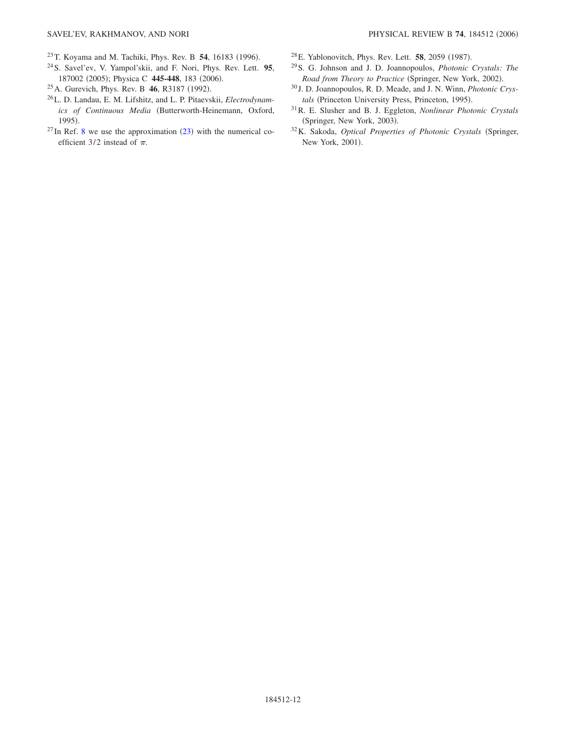[23] T. Koyama and M. Tachiki, Phys. Rev. B **54**, 16183 (1996).

[24] S. Savel'ev, V. Yampol'skii, and F. Nori, Phys. Rev. Lett. **95**, 187002 (2005); Physica C **445-448**, 183 (2006).

[25] A. Gurevich, Phys. Rev. B **46**, R3187 (1992).

[26] L. D. Landau, E. M. Lifshitz, and L. P. Pitaevskii, *Electrodynamics of Continuous Media* (Butterworth-Heinemann, Oxford, 1995).

[27] In Ref. 8 we use the approximation (23) with the numerical coefficient $3/2$ instead of $\pi$.

[28] E. Yablonovitch, Phys. Rev. Lett. **58**, 2059 (1987).

[29] S. G. Johnson and J. D. Joannopoulos, *Photonic Crystals: The Road from Theory to Practice* (Springer, New York, 2002).

[30] J. D. Joannopoulos, R. D. Meade, and J. N. Winn, *Photonic Crystals* (Princeton University Press, Princeton, 1995).

[31] R. E. Slusher and B. J. Eggleton, *Nonlinear Photonic Crystals* (Springer, New York, 2003).

[32] K. Sakoda, *Optical Properties of Photonic Crystals* (Springer, New York, 2001).